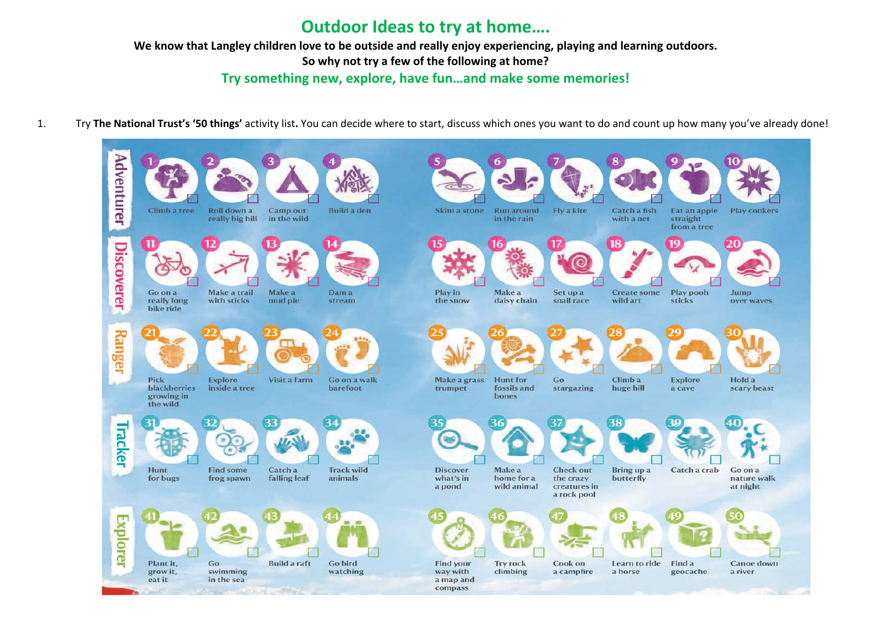# Outdoor Ideas to try at home….

**We know that Langley children love to be outside and really enjoy experiencing, playing and learning outdoors.**

**So why not try a few of the following at home?**

## Try something new, explore, have fun…and make some memories!

1. Try **The National Trust's '50 things'** activity list**.** You can decide where to start, discuss which ones you want to do and count up how many you've already done!

**Adventurer**

1. Climb a tree
2. Roll down a really big hill
3. Camp out in the wild
4. Build a den
5. Skim a stone
6. Run around in the rain
7. Fly a kite
8. Catch a fish with a net
9. Eat an apple straight from a tree
10. Play conkers

**Discoverer**

11. Go on a really long bike ride
12. Make a trail with sticks
13. Make a mud pie
14. Dam a stream
15. Play in the snow
16. Make a daisy chain
17. Set up a snail race
18. Create some wild art
19. Play pooh sticks
20. Jump over waves

**Ranger**

21. Pick blackberries growing in the wild
22. Explore inside a tree
23. Visit a farm
24. Go on a walk barefoot
25. Make a grass trumpet
26. Hunt for fossils and bones
27. Go stargazing
28. Climb a huge hill
29. Explore a cave
30. Hold a scary beast

**Tracker**

31. Hunt for bugs
32. Find some frog spawn
33. Catch a falling leaf
34. Track wild animals
35. Discover what's in a pond
36. Make a home for a wild animal
37. Check out the crazy creatures in a rock pool
38. Bring up a butterfly
39. Catch a crab
40. Go on a nature walk at night

**Explorer**

41. Plant it, grow it, eat it
42. Go swimming in the sea
43. Build a raft
44. Go bird watching
45. Find your way with a map and compass
46. Try rock climbing
47. Cook on a campfire
48. Learn to ride a horse
49. Find a geocache
50. Canoe down a river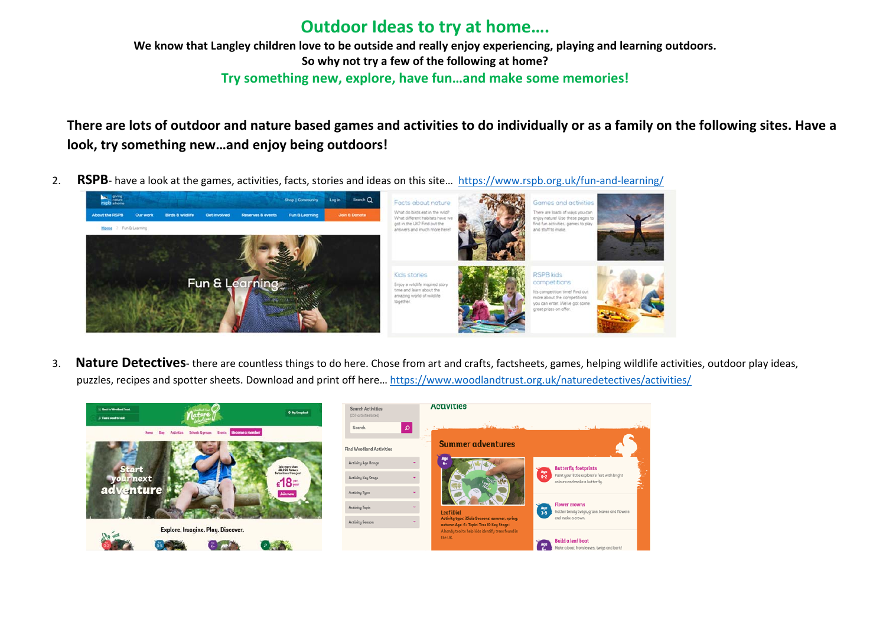# Outdoor Ideas to try at home….

**We know that Langley children love to be outside and really enjoy experiencing, playing and learning outdoors.**
**So why not try a few of the following at home?**

## Try something new, explore, have fun…and make some memories!

**There are lots of outdoor and nature based games and activities to do individually or as a family on the following sites. Have a look, try something new…and enjoy being outdoors!**

2. **RSPB**- have a look at the games, activities, facts, stories and ideas on this site… https://www.rspb.org.uk/fun-and-learning/

3. **Nature Detectives**- there are countless things to do here. Chose from art and crafts, factsheets, games, helping wildlife activities, outdoor play ideas, puzzles, recipes and spotter sheets. Download and print off here… https://www.woodlandtrust.org.uk/naturedetectives/activities/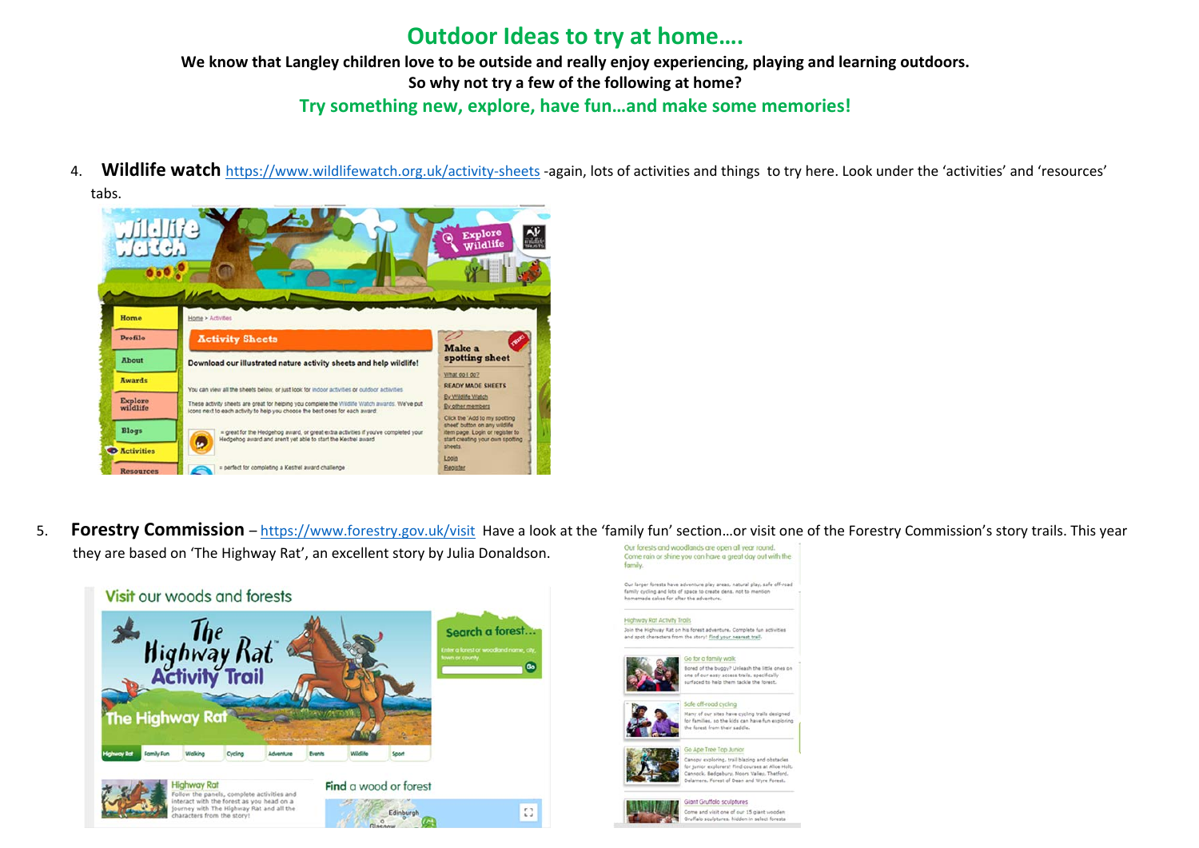# Outdoor Ideas to try at home….

**We know that Langley children love to be outside and really enjoy experiencing, playing and learning outdoors. So why not try a few of the following at home?**

## Try something new, explore, have fun…and make some memories!

4. **Wildlife watch** https://www.wildlifewatch.org.uk/activity-sheets -again, lots of activities and things to try here. Look under the 'activities' and 'resources' tabs.

5. **Forestry Commission** – https://www.forestry.gov.uk/visit Have a look at the 'family fun' section…or visit one of the Forestry Commission's story trails. This year they are based on 'The Highway Rat', an excellent story by Julia Donaldson.